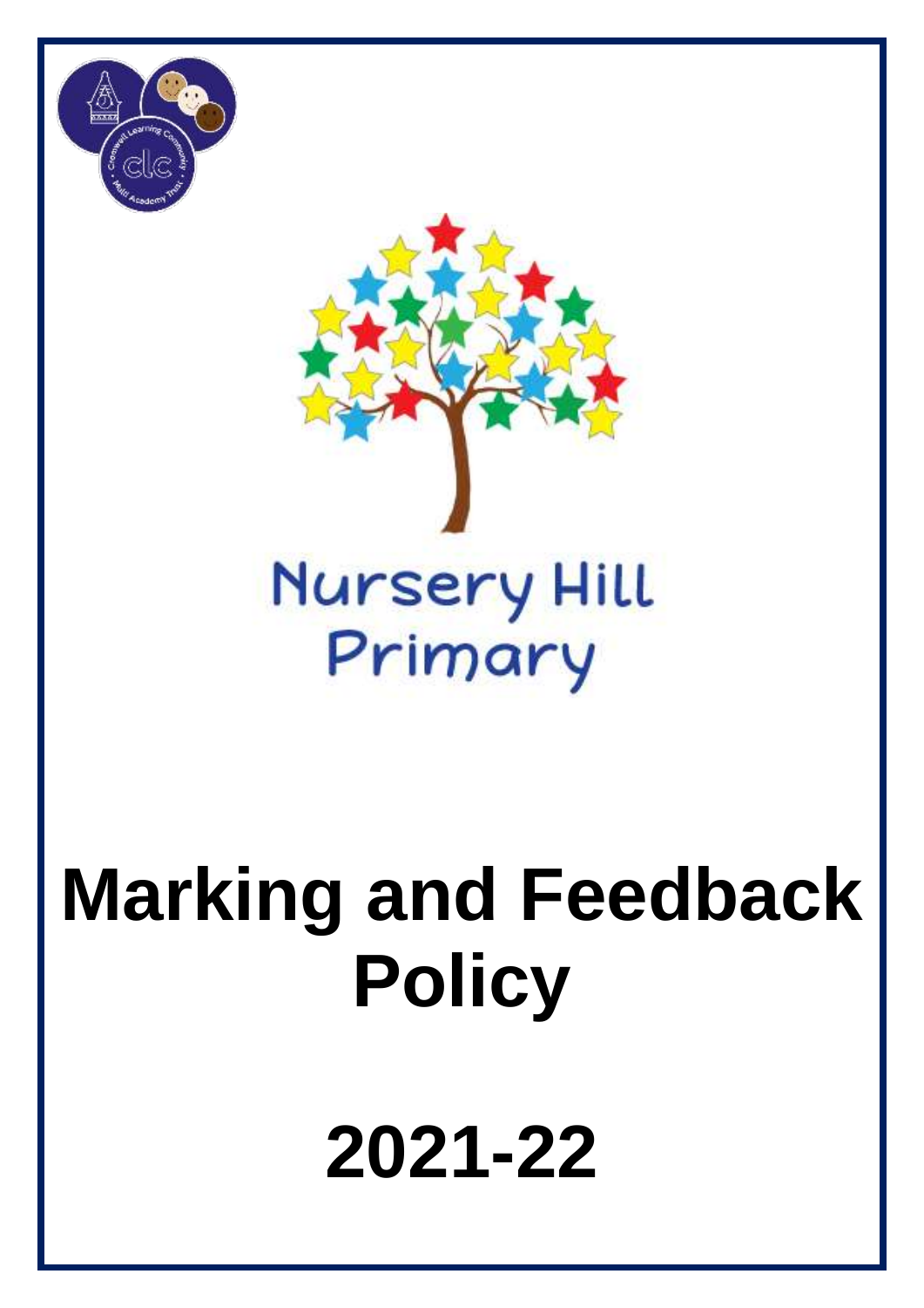Nursery Hill Primary

# Marking and Feedback Policy

# 2021-22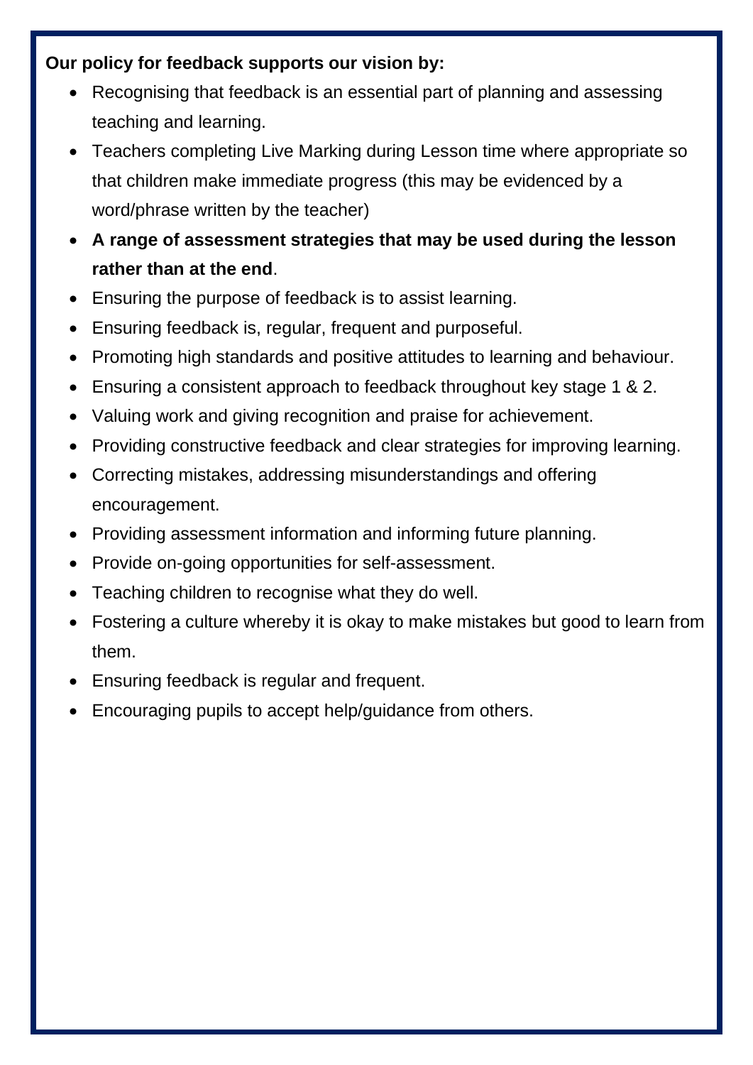**Our policy for feedback supports our vision by:**

- Recognising that feedback is an essential part of planning and assessing teaching and learning.
- Teachers completing Live Marking during Lesson time where appropriate so that children make immediate progress (this may be evidenced by a word/phrase written by the teacher)
- **A range of assessment strategies that may be used during the lesson rather than at the end**.
- Ensuring the purpose of feedback is to assist learning.
- Ensuring feedback is, regular, frequent and purposeful.
- Promoting high standards and positive attitudes to learning and behaviour.
- Ensuring a consistent approach to feedback throughout key stage 1 & 2.
- Valuing work and giving recognition and praise for achievement.
- Providing constructive feedback and clear strategies for improving learning.
- Correcting mistakes, addressing misunderstandings and offering encouragement.
- Providing assessment information and informing future planning.
- Provide on-going opportunities for self-assessment.
- Teaching children to recognise what they do well.
- Fostering a culture whereby it is okay to make mistakes but good to learn from them.
- Ensuring feedback is regular and frequent.
- Encouraging pupils to accept help/guidance from others.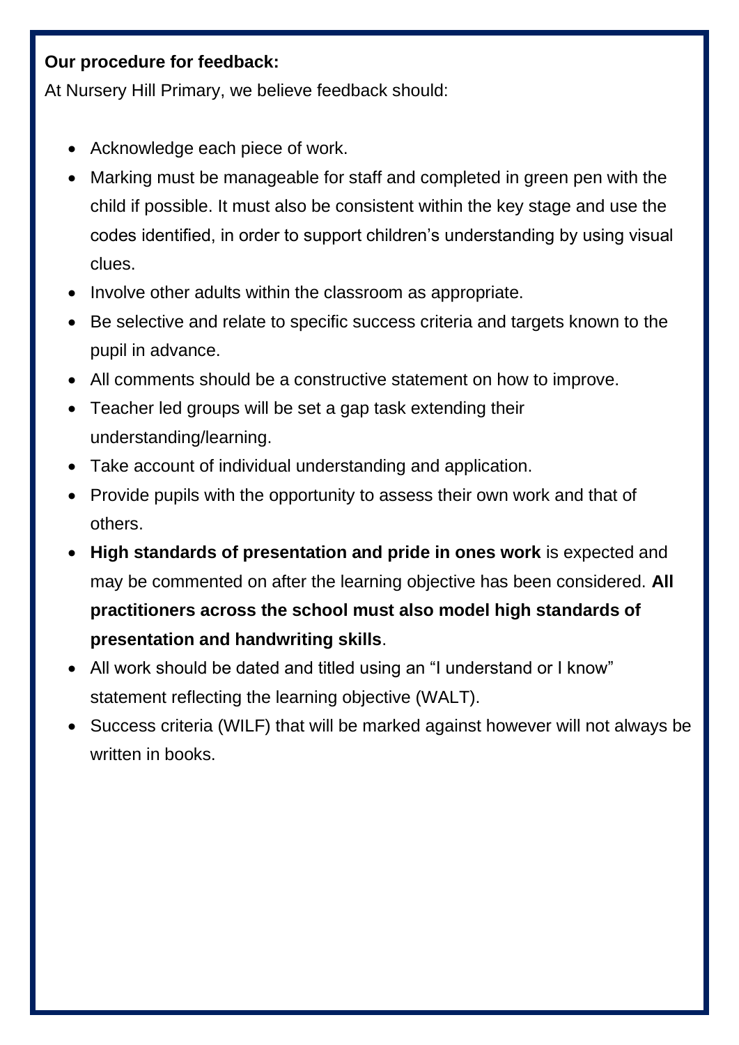**Our procedure for feedback:**

At Nursery Hill Primary, we believe feedback should:

- Acknowledge each piece of work.
- Marking must be manageable for staff and completed in green pen with the child if possible. It must also be consistent within the key stage and use the codes identified, in order to support children's understanding by using visual clues.
- Involve other adults within the classroom as appropriate.
- Be selective and relate to specific success criteria and targets known to the pupil in advance.
- All comments should be a constructive statement on how to improve.
- Teacher led groups will be set a gap task extending their understanding/learning.
- Take account of individual understanding and application.
- Provide pupils with the opportunity to assess their own work and that of others.
- **High standards of presentation and pride in ones work** is expected and may be commented on after the learning objective has been considered. **All practitioners across the school must also model high standards of presentation and handwriting skills**.
- All work should be dated and titled using an "I understand or I know" statement reflecting the learning objective (WALT).
- Success criteria (WILF) that will be marked against however will not always be written in books.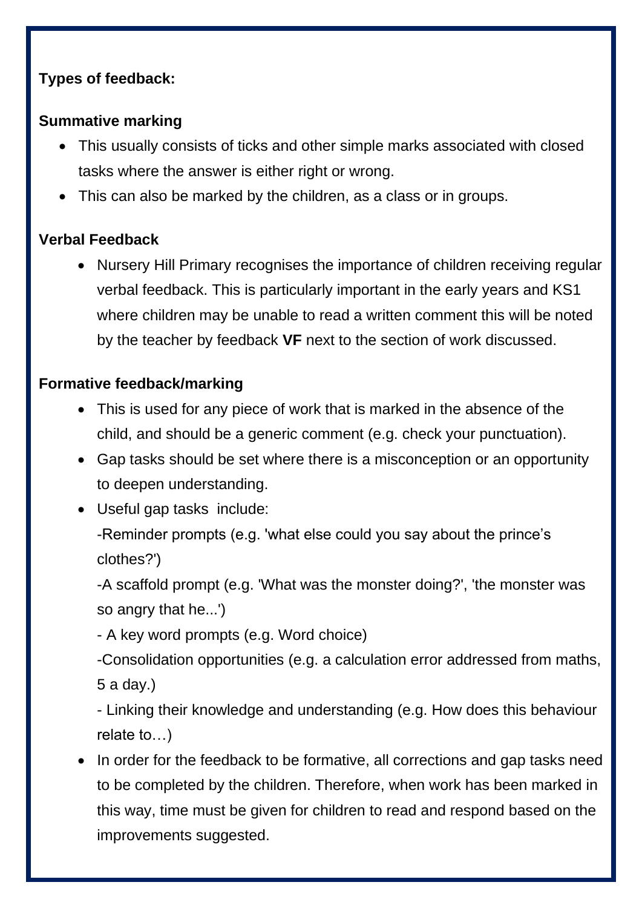**Types of feedback:**

**Summative marking**

- This usually consists of ticks and other simple marks associated with closed tasks where the answer is either right or wrong.
- This can also be marked by the children, as a class or in groups.

**Verbal Feedback**

- Nursery Hill Primary recognises the importance of children receiving regular verbal feedback. This is particularly important in the early years and KS1 where children may be unable to read a written comment this will be noted by the teacher by feedback **VF** next to the section of work discussed.

**Formative feedback/marking**

- This is used for any piece of work that is marked in the absence of the child, and should be a generic comment (e.g. check your punctuation).
- Gap tasks should be set where there is a misconception or an opportunity to deepen understanding.
- Useful gap tasks include:
  -Reminder prompts (e.g. 'what else could you say about the prince's clothes?')
  -A scaffold prompt (e.g. 'What was the monster doing?', 'the monster was so angry that he...')
  - A key word prompts (e.g. Word choice)
  -Consolidation opportunities (e.g. a calculation error addressed from maths, 5 a day.)
  - Linking their knowledge and understanding (e.g. How does this behaviour relate to…)
- In order for the feedback to be formative, all corrections and gap tasks need to be completed by the children. Therefore, when work has been marked in this way, time must be given for children to read and respond based on the improvements suggested.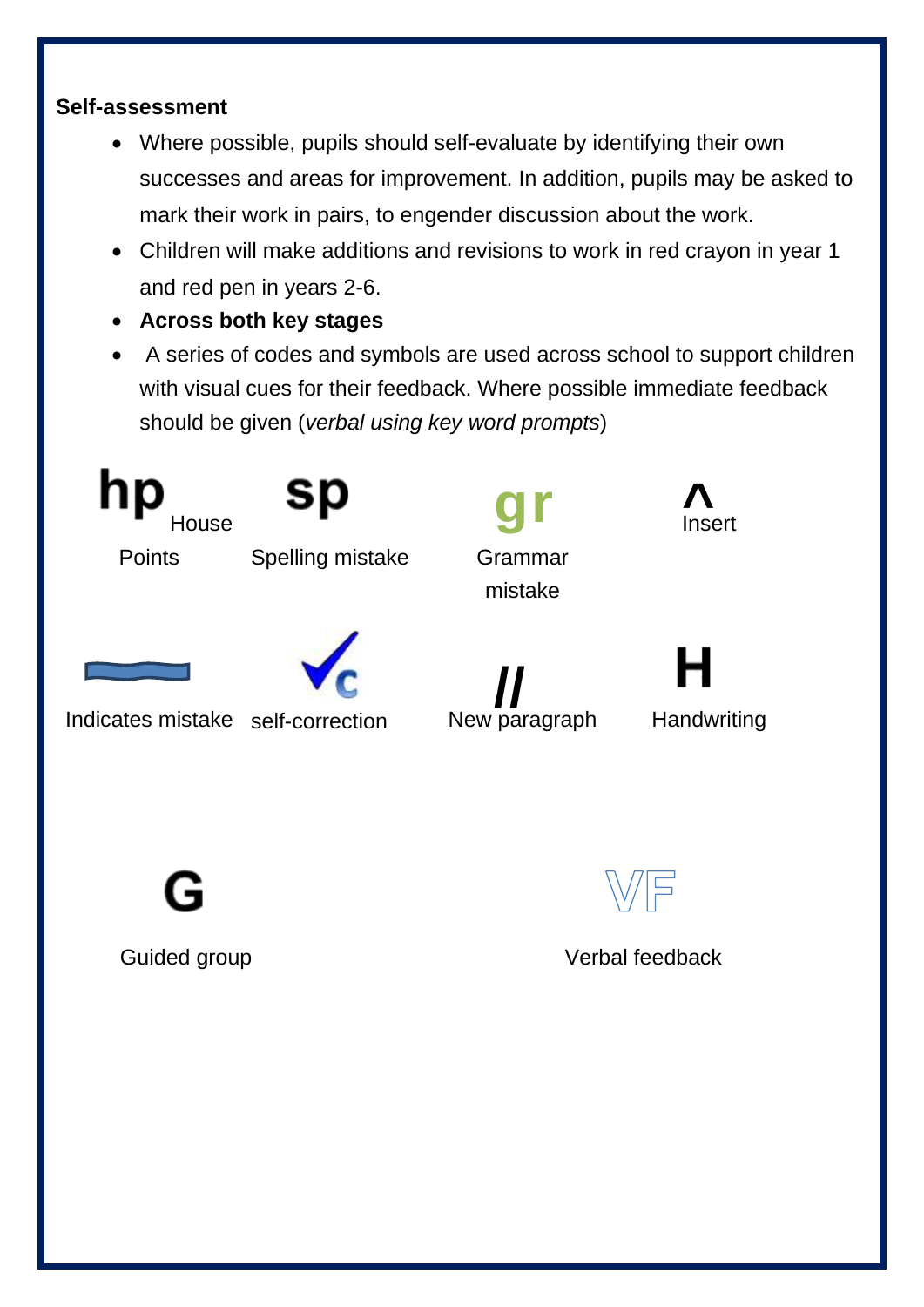**Self-assessment**

- Where possible, pupils should self-evaluate by identifying their own successes and areas for improvement. In addition, pupils may be asked to mark their work in pairs, to engender discussion about the work.
- Children will make additions and revisions to work in red crayon in year 1 and red pen in years 2-6.
- **Across both key stages**
- A series of codes and symbols are used across school to support children with visual cues for their feedback. Where possible immediate feedback should be given (*verbal using key word prompts*)

| Symbol | Meaning |
| --- | --- |
| hp | House Points |
| sp | Spelling mistake |
| gr | Grammar mistake |
| ^ | Insert |
| (wavy underline) | Indicates mistake |
| ✓c | self-correction |
| // | New paragraph |
| H | Handwriting |
| G | Guided group |
| VF | Verbal feedback |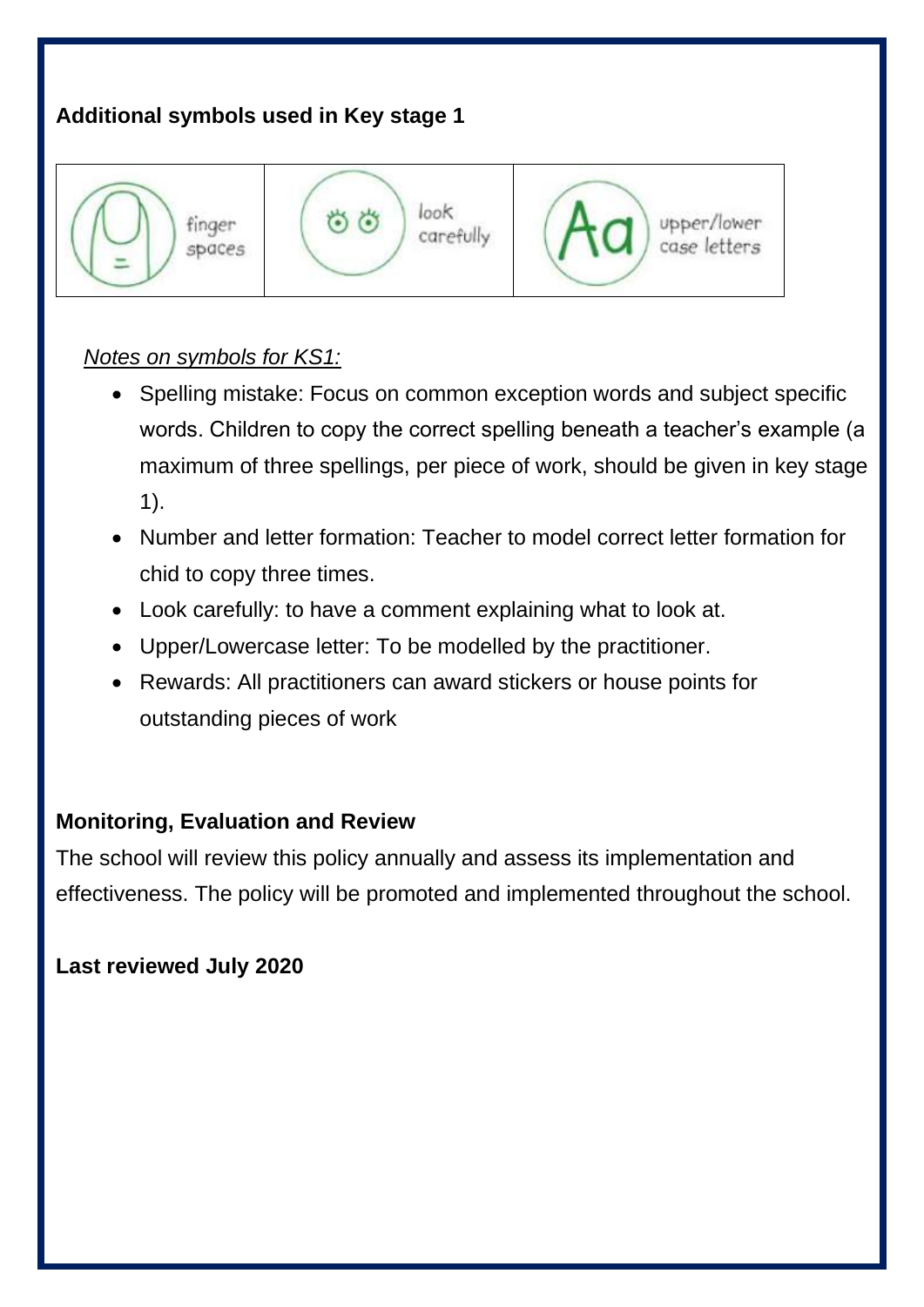**Additional symbols used in Key stage 1**

| finger spaces | look carefully | upper/lower case letters |
| --- | --- | --- |

*Notes on symbols for KS1:*

- Spelling mistake: Focus on common exception words and subject specific words. Children to copy the correct spelling beneath a teacher's example (a maximum of three spellings, per piece of work, should be given in key stage 1).
- Number and letter formation: Teacher to model correct letter formation for chid to copy three times.
- Look carefully: to have a comment explaining what to look at.
- Upper/Lowercase letter: To be modelled by the practitioner.
- Rewards: All practitioners can award stickers or house points for outstanding pieces of work

**Monitoring, Evaluation and Review**

The school will review this policy annually and assess its implementation and effectiveness. The policy will be promoted and implemented throughout the school.

**Last reviewed July 2020**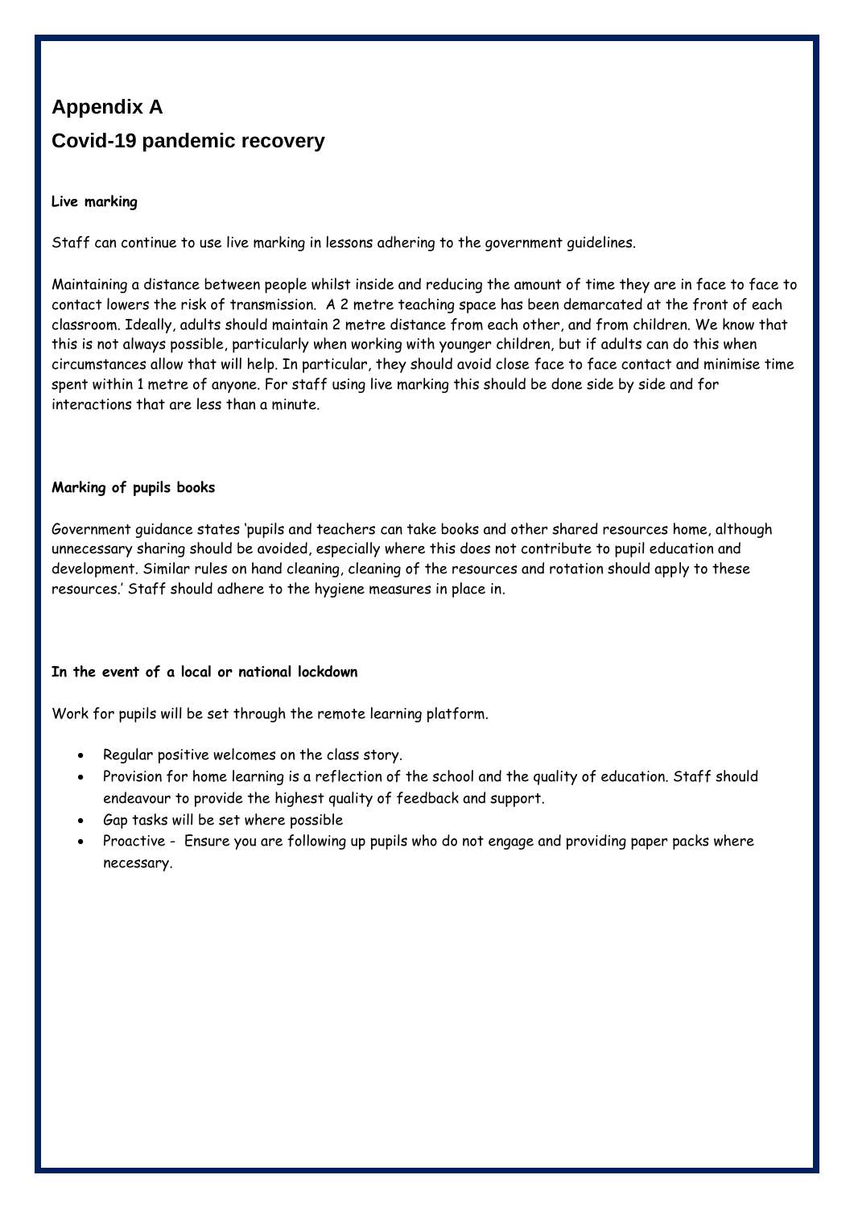# Appendix A

## Covid-19 pandemic recovery

**Live marking**

Staff can continue to use live marking in lessons adhering to the government guidelines.

Maintaining a distance between people whilst inside and reducing the amount of time they are in face to face to contact lowers the risk of transmission.  A 2 metre teaching space has been demarcated at the front of each classroom. Ideally, adults should maintain 2 metre distance from each other, and from children. We know that this is not always possible, particularly when working with younger children, but if adults can do this when circumstances allow that will help. In particular, they should avoid close face to face contact and minimise time spent within 1 metre of anyone. For staff using live marking this should be done side by side and for interactions that are less than a minute.

**Marking of pupils books**

Government guidance states 'pupils and teachers can take books and other shared resources home, although unnecessary sharing should be avoided, especially where this does not contribute to pupil education and development. Similar rules on hand cleaning, cleaning of the resources and rotation should apply to these resources.' Staff should adhere to the hygiene measures in place in.

**In the event of a local or national lockdown**

Work for pupils will be set through the remote learning platform.

- Regular positive welcomes on the class story.
- Provision for home learning is a reflection of the school and the quality of education. Staff should endeavour to provide the highest quality of feedback and support.
- Gap tasks will be set where possible
- Proactive -  Ensure you are following up pupils who do not engage and providing paper packs where necessary.